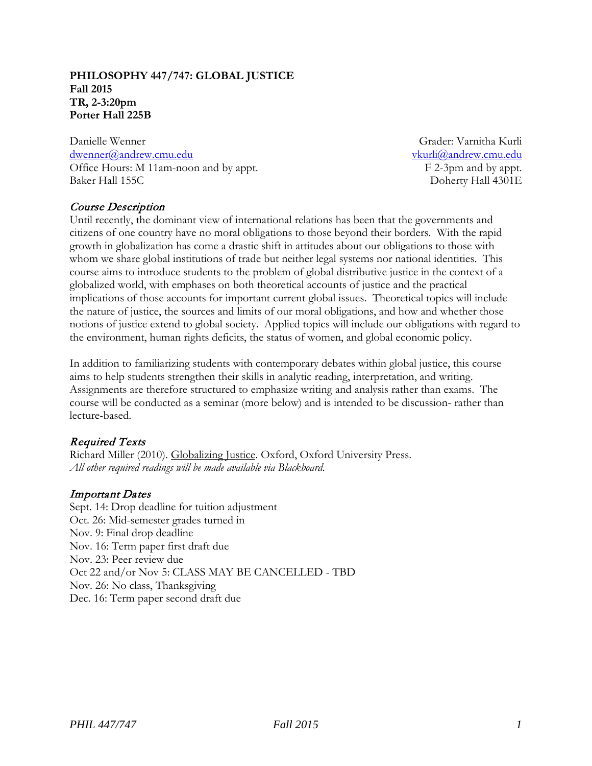**PHILOSOPHY 447/747: GLOBAL JUSTICE**
**Fall 2015**
**TR, 2-3:20pm**
**Porter Hall 225B**

Danielle Wenner
dwenner@andrew.cmu.edu
Office Hours: M 11am-noon and by appt.
Baker Hall 155C

Grader: Varnitha Kurli
vkurli@andrew.cmu.edu
F 2-3pm and by appt.
Doherty Hall 4301E

## *Course Description*

Until recently, the dominant view of international relations has been that the governments and citizens of one country have no moral obligations to those beyond their borders. With the rapid growth in globalization has come a drastic shift in attitudes about our obligations to those with whom we share global institutions of trade but neither legal systems nor national identities. This course aims to introduce students to the problem of global distributive justice in the context of a globalized world, with emphases on both theoretical accounts of justice and the practical implications of those accounts for important current global issues. Theoretical topics will include the nature of justice, the sources and limits of our moral obligations, and how and whether those notions of justice extend to global society. Applied topics will include our obligations with regard to the environment, human rights deficits, the status of women, and global economic policy.

In addition to familiarizing students with contemporary debates within global justice, this course aims to help students strengthen their skills in analytic reading, interpretation, and writing. Assignments are therefore structured to emphasize writing and analysis rather than exams. The course will be conducted as a seminar (more below) and is intended to be discussion- rather than lecture-based.

## *Required Texts*

Richard Miller (2010). Globalizing Justice. Oxford, Oxford University Press.
*All other required readings will be made available via Blackboard.*

## *Important Dates*

Sept. 14: Drop deadline for tuition adjustment
Oct. 26: Mid-semester grades turned in
Nov. 9: Final drop deadline
Nov. 16: Term paper first draft due
Nov. 23: Peer review due
Oct 22 and/or Nov 5: CLASS MAY BE CANCELLED - TBD
Nov. 26: No class, Thanksgiving
Dec. 16: Term paper second draft due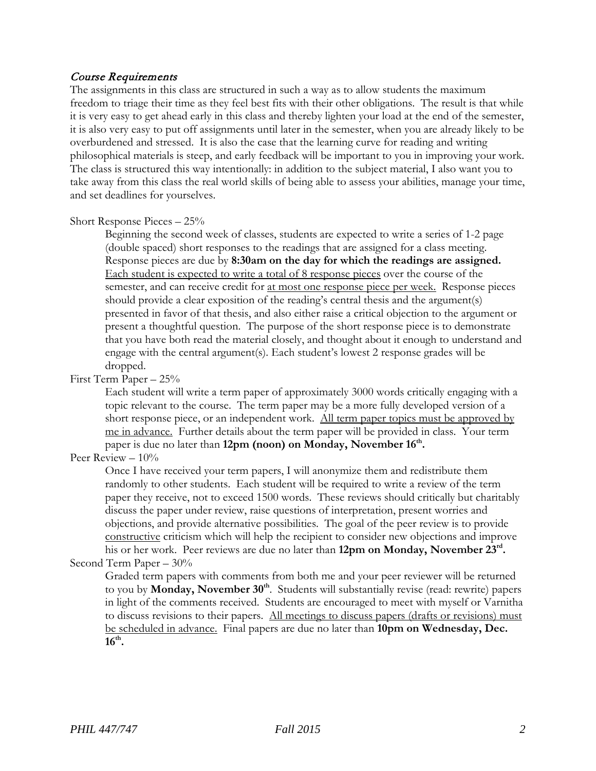## *Course Requirements*

The assignments in this class are structured in such a way as to allow students the maximum freedom to triage their time as they feel best fits with their other obligations. The result is that while it is very easy to get ahead early in this class and thereby lighten your load at the end of the semester, it is also very easy to put off assignments until later in the semester, when you are already likely to be overburdened and stressed. It is also the case that the learning curve for reading and writing philosophical materials is steep, and early feedback will be important to you in improving your work. The class is structured this way intentionally: in addition to the subject material, I also want you to take away from this class the real world skills of being able to assess your abilities, manage your time, and set deadlines for yourselves.

Short Response Pieces – 25%

Beginning the second week of classes, students are expected to write a series of 1-2 page (double spaced) short responses to the readings that are assigned for a class meeting. Response pieces are due by **8:30am on the day for which the readings are assigned.** Each student is expected to write a total of 8 response pieces over the course of the semester, and can receive credit for at most one response piece per week. Response pieces should provide a clear exposition of the reading's central thesis and the argument(s) presented in favor of that thesis, and also either raise a critical objection to the argument or present a thoughtful question. The purpose of the short response piece is to demonstrate that you have both read the material closely, and thought about it enough to understand and engage with the central argument(s). Each student's lowest 2 response grades will be dropped.

First Term Paper – 25%

Each student will write a term paper of approximately 3000 words critically engaging with a topic relevant to the course. The term paper may be a more fully developed version of a short response piece, or an independent work. All term paper topics must be approved by me in advance. Further details about the term paper will be provided in class. Your term paper is due no later than **12pm (noon) on Monday, November 16th.**

Peer Review – 10%

Once I have received your term papers, I will anonymize them and redistribute them randomly to other students. Each student will be required to write a review of the term paper they receive, not to exceed 1500 words. These reviews should critically but charitably discuss the paper under review, raise questions of interpretation, present worries and objections, and provide alternative possibilities. The goal of the peer review is to provide constructive criticism which will help the recipient to consider new objections and improve his or her work. Peer reviews are due no later than **12pm on Monday, November 23rd.**

Second Term Paper – 30%

Graded term papers with comments from both me and your peer reviewer will be returned to you by **Monday, November 30th**. Students will substantially revise (read: rewrite) papers in light of the comments received. Students are encouraged to meet with myself or Varnitha to discuss revisions to their papers. All meetings to discuss papers (drafts or revisions) must be scheduled in advance. Final papers are due no later than **10pm on Wednesday, Dec. 16th.**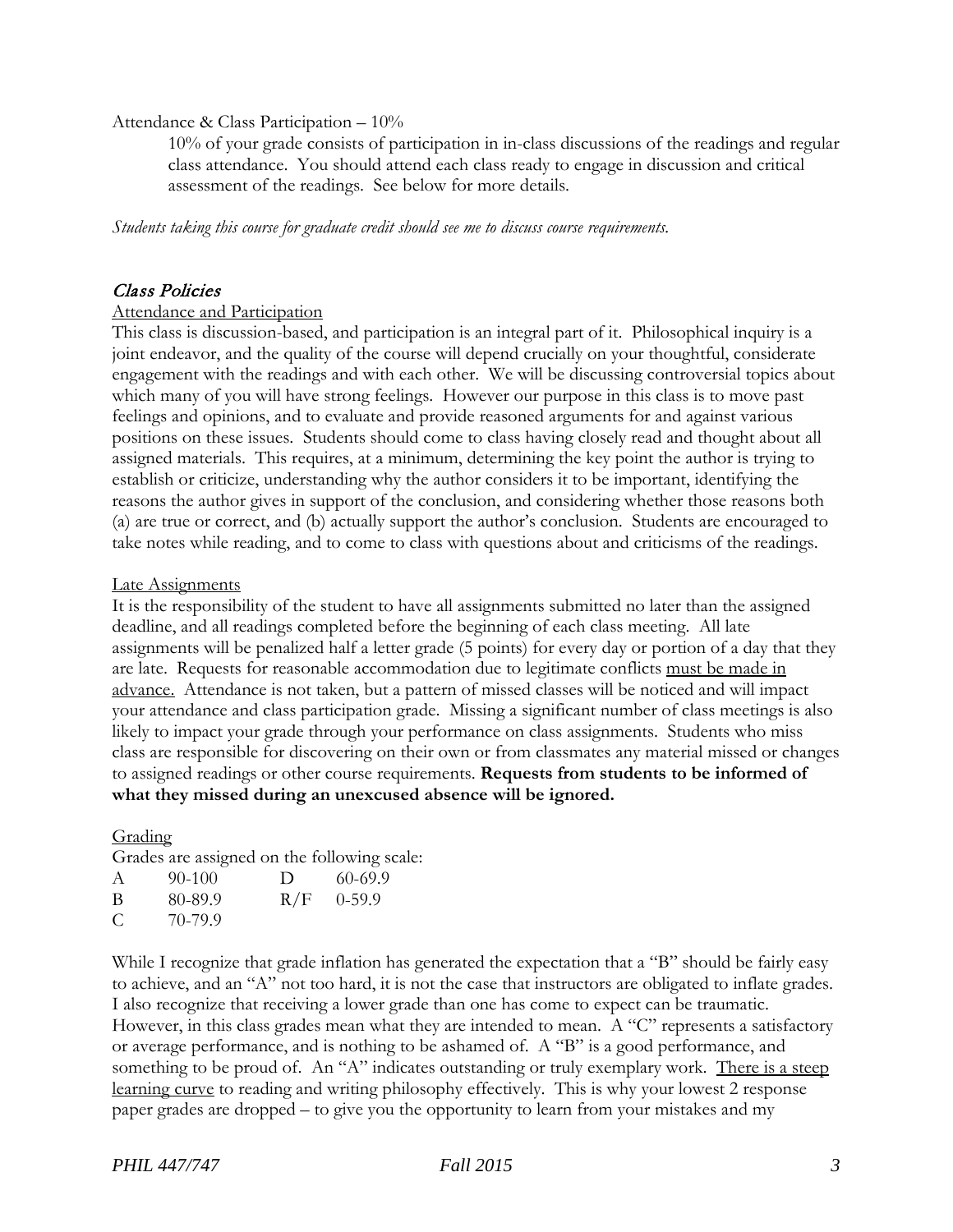Attendance & Class Participation – 10%

> 10% of your grade consists of participation in in-class discussions of the readings and regular class attendance. You should attend each class ready to engage in discussion and critical assessment of the readings. See below for more details.

*Students taking this course for graduate credit should see me to discuss course requirements.*

## *Class Policies*

Attendance and Participation

This class is discussion-based, and participation is an integral part of it. Philosophical inquiry is a joint endeavor, and the quality of the course will depend crucially on your thoughtful, considerate engagement with the readings and with each other. We will be discussing controversial topics about which many of you will have strong feelings. However our purpose in this class is to move past feelings and opinions, and to evaluate and provide reasoned arguments for and against various positions on these issues. Students should come to class having closely read and thought about all assigned materials. This requires, at a minimum, determining the key point the author is trying to establish or criticize, understanding why the author considers it to be important, identifying the reasons the author gives in support of the conclusion, and considering whether those reasons both (a) are true or correct, and (b) actually support the author's conclusion. Students are encouraged to take notes while reading, and to come to class with questions about and criticisms of the readings.

Late Assignments

It is the responsibility of the student to have all assignments submitted no later than the assigned deadline, and all readings completed before the beginning of each class meeting. All late assignments will be penalized half a letter grade (5 points) for every day or portion of a day that they are late. Requests for reasonable accommodation due to legitimate conflicts must be made in advance. Attendance is not taken, but a pattern of missed classes will be noticed and will impact your attendance and class participation grade. Missing a significant number of class meetings is also likely to impact your grade through your performance on class assignments. Students who miss class are responsible for discovering on their own or from classmates any material missed or changes to assigned readings or other course requirements. **Requests from students to be informed of what they missed during an unexcused absence will be ignored.**

Grading

Grades are assigned on the following scale:

| | | | |
|---|---|---|---|
| A | 90-100 | D | 60-69.9 |
| B | 80-89.9 | R/F | 0-59.9 |
| C | 70-79.9 | | |

While I recognize that grade inflation has generated the expectation that a "B" should be fairly easy to achieve, and an "A" not too hard, it is not the case that instructors are obligated to inflate grades. I also recognize that receiving a lower grade than one has come to expect can be traumatic. However, in this class grades mean what they are intended to mean. A "C" represents a satisfactory or average performance, and is nothing to be ashamed of. A "B" is a good performance, and something to be proud of. An "A" indicates outstanding or truly exemplary work. There is a steep learning curve to reading and writing philosophy effectively. This is why your lowest 2 response paper grades are dropped – to give you the opportunity to learn from your mistakes and my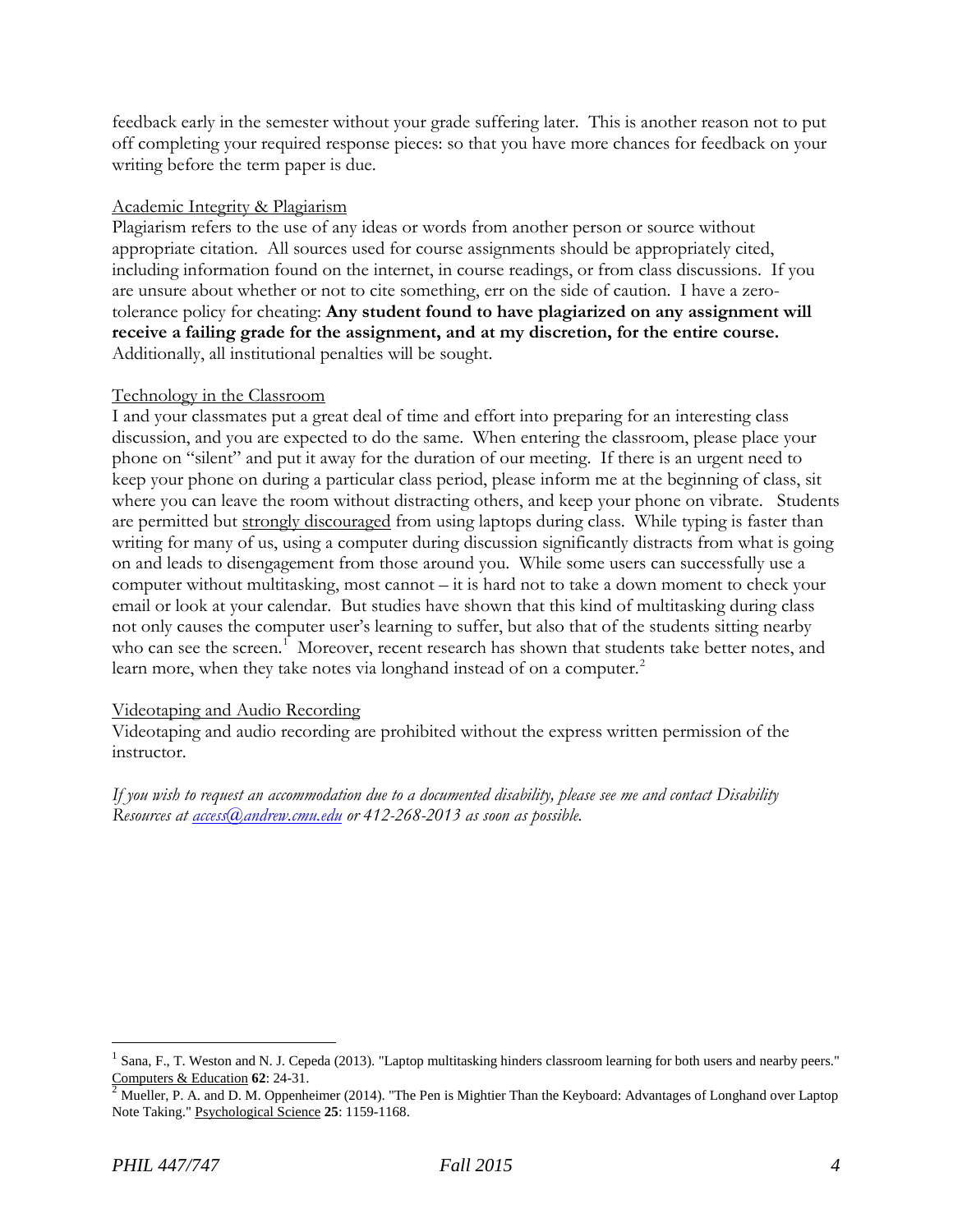feedback early in the semester without your grade suffering later. This is another reason not to put off completing your required response pieces: so that you have more chances for feedback on your writing before the term paper is due.

Academic Integrity & Plagiarism

Plagiarism refers to the use of any ideas or words from another person or source without appropriate citation. All sources used for course assignments should be appropriately cited, including information found on the internet, in course readings, or from class discussions. If you are unsure about whether or not to cite something, err on the side of caution. I have a zero-tolerance policy for cheating: **Any student found to have plagiarized on any assignment will receive a failing grade for the assignment, and at my discretion, for the entire course.** Additionally, all institutional penalties will be sought.

Technology in the Classroom

I and your classmates put a great deal of time and effort into preparing for an interesting class discussion, and you are expected to do the same. When entering the classroom, please place your phone on "silent" and put it away for the duration of our meeting. If there is an urgent need to keep your phone on during a particular class period, please inform me at the beginning of class, sit where you can leave the room without distracting others, and keep your phone on vibrate. Students are permitted but strongly discouraged from using laptops during class. While typing is faster than writing for many of us, using a computer during discussion significantly distracts from what is going on and leads to disengagement from those around you. While some users can successfully use a computer without multitasking, most cannot – it is hard not to take a down moment to check your email or look at your calendar. But studies have shown that this kind of multitasking during class not only causes the computer user's learning to suffer, but also that of the students sitting nearby who can see the screen.[1] Moreover, recent research has shown that students take better notes, and learn more, when they take notes via longhand instead of on a computer.[2]

Videotaping and Audio Recording

Videotaping and audio recording are prohibited without the express written permission of the instructor.

*If you wish to request an accommodation due to a documented disability, please see me and contact Disability Resources at access@andrew.cmu.edu or 412-268-2013 as soon as possible.*

---

[1] Sana, F., T. Weston and N. J. Cepeda (2013). "Laptop multitasking hinders classroom learning for both users and nearby peers." Computers & Education **62**: 24-31.

[2] Mueller, P. A. and D. M. Oppenheimer (2014). "The Pen is Mightier Than the Keyboard: Advantages of Longhand over Laptop Note Taking." Psychological Science **25**: 1159-1168.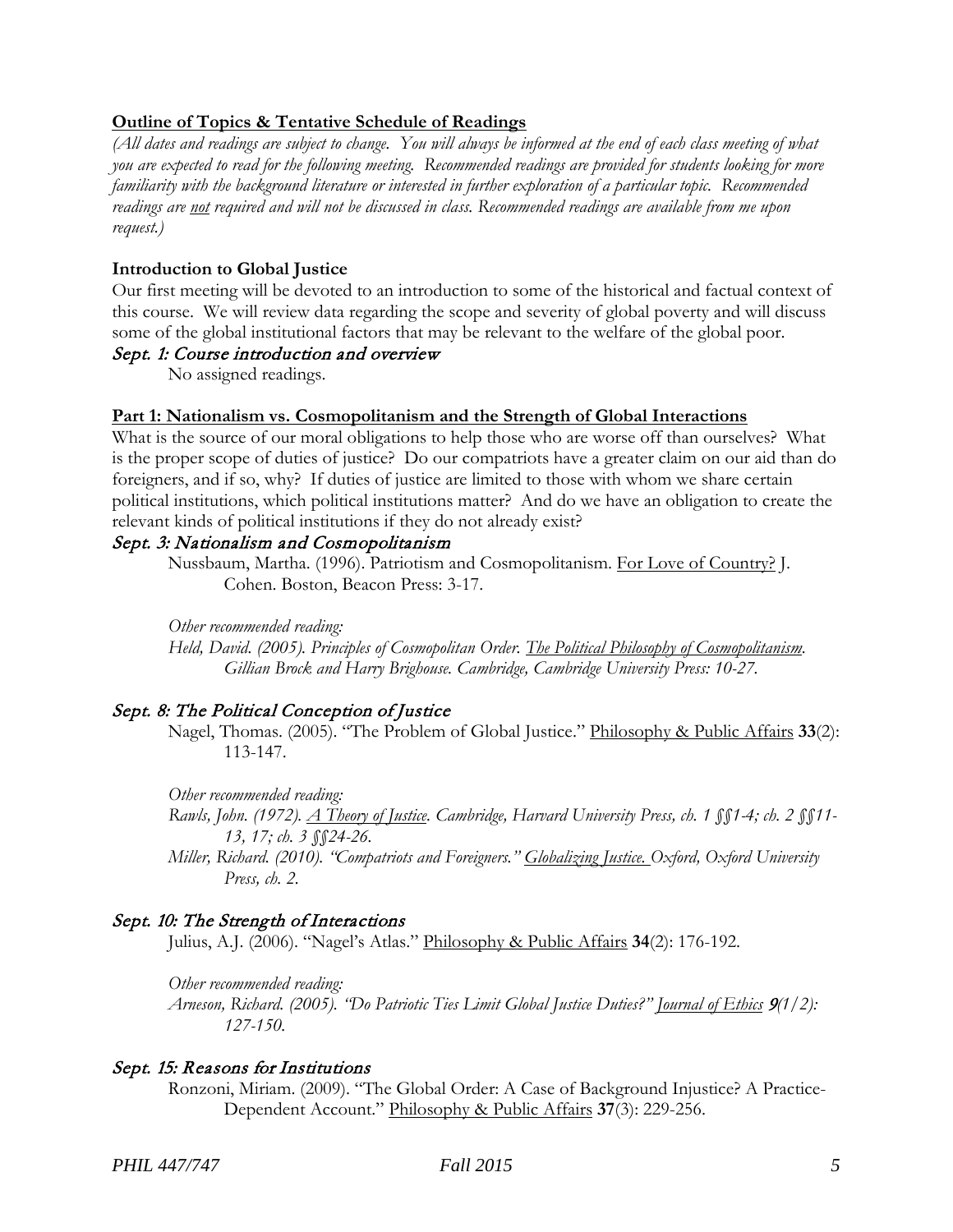**<u>Outline of Topics & Tentative Schedule of Readings</u>**

*(All dates and readings are subject to change. You will always be informed at the end of each class meeting of what you are expected to read for the following meeting. Recommended readings are provided for students looking for more familiarity with the background literature or interested in further exploration of a particular topic. Recommended readings are <u>not</u> required and will not be discussed in class. Recommended readings are available from me upon request.)*

**Introduction to Global Justice**

Our first meeting will be devoted to an introduction to some of the historical and factual context of this course. We will review data regarding the scope and severity of global poverty and will discuss some of the global institutional factors that may be relevant to the welfare of the global poor.

### *Sept. 1: Course introduction and overview*

No assigned readings.

**<u>Part 1: Nationalism vs. Cosmopolitanism and the Strength of Global Interactions</u>**

What is the source of our moral obligations to help those who are worse off than ourselves? What is the proper scope of duties of justice? Do our compatriots have a greater claim on our aid than do foreigners, and if so, why? If duties of justice are limited to those with whom we share certain political institutions, which political institutions matter? And do we have an obligation to create the relevant kinds of political institutions if they do not already exist?

### *Sept. 3: Nationalism and Cosmopolitanism*

Nussbaum, Martha. (1996). Patriotism and Cosmopolitanism. <u>For Love of Country?</u> J. Cohen. Boston, Beacon Press: 3-17.

*Other recommended reading:*

*Held, David. (2005). Principles of Cosmopolitan Order. <u>The Political Philosophy of Cosmopolitanism</u>. Gillian Brock and Harry Brighouse. Cambridge, Cambridge University Press: 10-27.*

### *Sept. 8: The Political Conception of Justice*

Nagel, Thomas. (2005). "The Problem of Global Justice." <u>Philosophy & Public Affairs</u> **33**(2): 113-147.

*Other recommended reading:*

*Rawls, John. (1972). <u>A Theory of Justice</u>. Cambridge, Harvard University Press, ch. 1 §§1-4; ch. 2 §§11-13, 17; ch. 3 §§24-26.*

*Miller, Richard. (2010). "Compatriots and Foreigners." <u>Globalizing Justice.</u> Oxford, Oxford University Press, ch. 2.*

### *Sept. 10: The Strength of Interactions*

Julius, A.J. (2006). "Nagel's Atlas." <u>Philosophy & Public Affairs</u> **34**(2): 176-192.

*Other recommended reading:*

*Arneson, Richard. (2005). "Do Patriotic Ties Limit Global Justice Duties?" <u>Journal of Ethics</u> **9**(1/2): 127-150.*

### *Sept. 15: Reasons for Institutions*

Ronzoni, Miriam. (2009). "The Global Order: A Case of Background Injustice? A Practice-Dependent Account." <u>Philosophy & Public Affairs</u> **37**(3): 229-256.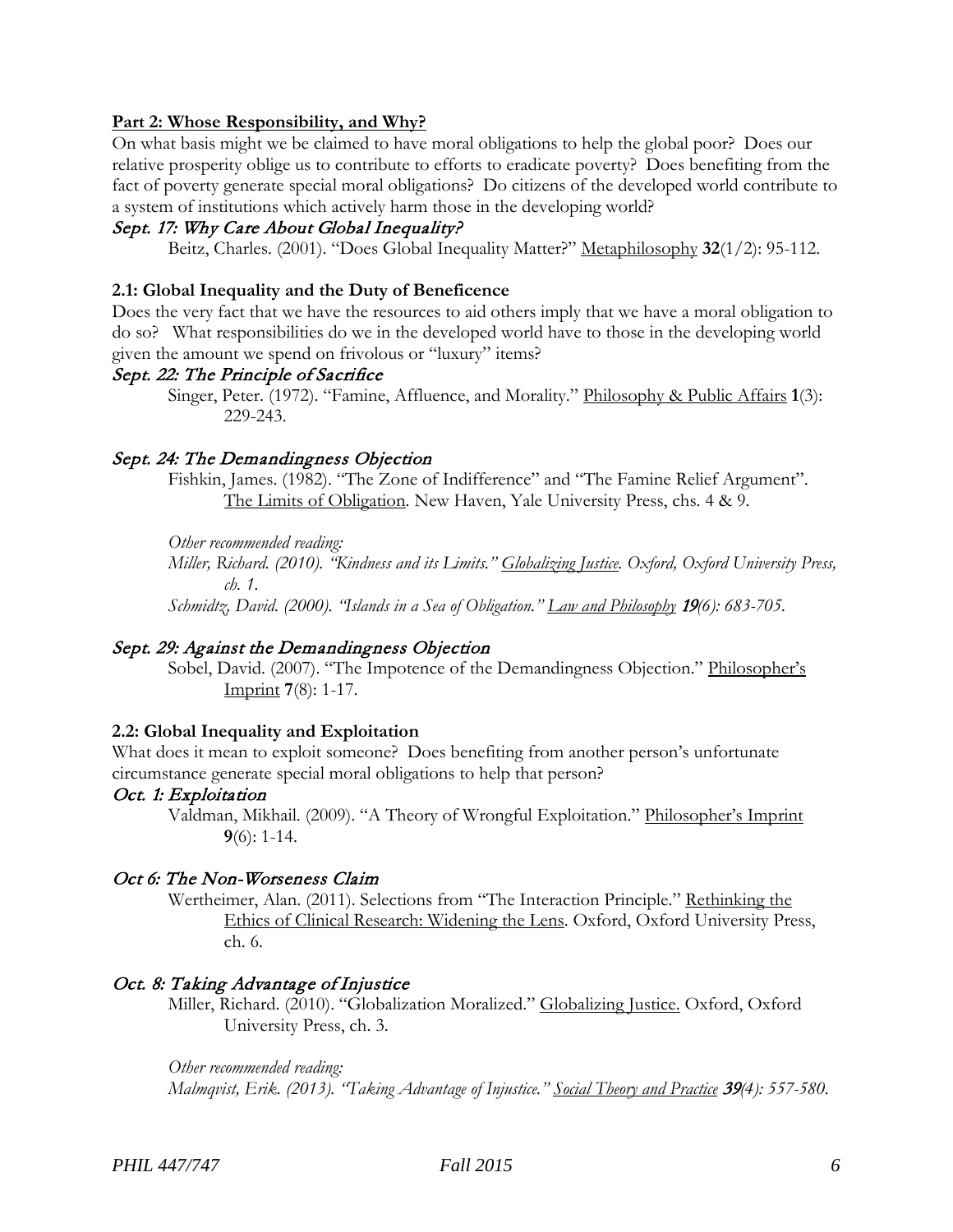## Part 2: Whose Responsibility, and Why?

On what basis might we be claimed to have moral obligations to help the global poor? Does our relative prosperity oblige us to contribute to efforts to eradicate poverty? Does benefiting from the fact of poverty generate special moral obligations? Do citizens of the developed world contribute to a system of institutions which actively harm those in the developing world?

### *Sept. 17: Why Care About Global Inequality?*

Beitz, Charles. (2001). "Does Global Inequality Matter?" Metaphilosophy **32**(1/2): 95-112.

### 2.1: Global Inequality and the Duty of Beneficence

Does the very fact that we have the resources to aid others imply that we have a moral obligation to do so? What responsibilities do we in the developed world have to those in the developing world given the amount we spend on frivolous or "luxury" items?

### *Sept. 22: The Principle of Sacrifice*

Singer, Peter. (1972). "Famine, Affluence, and Morality." Philosophy & Public Affairs **1**(3): 229-243.

### *Sept. 24: The Demandingness Objection*

Fishkin, James. (1982). "The Zone of Indifference" and "The Famine Relief Argument". The Limits of Obligation. New Haven, Yale University Press, chs. 4 & 9.

*Other recommended reading:*

*Miller, Richard. (2010). "Kindness and its Limits." Globalizing Justice. Oxford, Oxford University Press, ch. 1.*

*Schmidtz, David. (2000). "Islands in a Sea of Obligation." Law and Philosophy **19**(6): 683-705.*

### *Sept. 29: Against the Demandingness Objection*

Sobel, David. (2007). "The Impotence of the Demandingness Objection." Philosopher's Imprint **7**(8): 1-17.

### 2.2: Global Inequality and Exploitation

What does it mean to exploit someone? Does benefiting from another person's unfortunate circumstance generate special moral obligations to help that person?

### *Oct. 1: Exploitation*

Valdman, Mikhail. (2009). "A Theory of Wrongful Exploitation." Philosopher's Imprint **9**(6): 1-14.

### *Oct 6: The Non-Worseness Claim*

Wertheimer, Alan. (2011). Selections from "The Interaction Principle." Rethinking the Ethics of Clinical Research: Widening the Lens. Oxford, Oxford University Press, ch. 6.

### *Oct. 8: Taking Advantage of Injustice*

Miller, Richard. (2010). "Globalization Moralized." Globalizing Justice. Oxford, Oxford University Press, ch. 3.

*Other recommended reading:*

*Malmqvist, Erik. (2013). "Taking Advantage of Injustice." Social Theory and Practice **39**(4): 557-580.*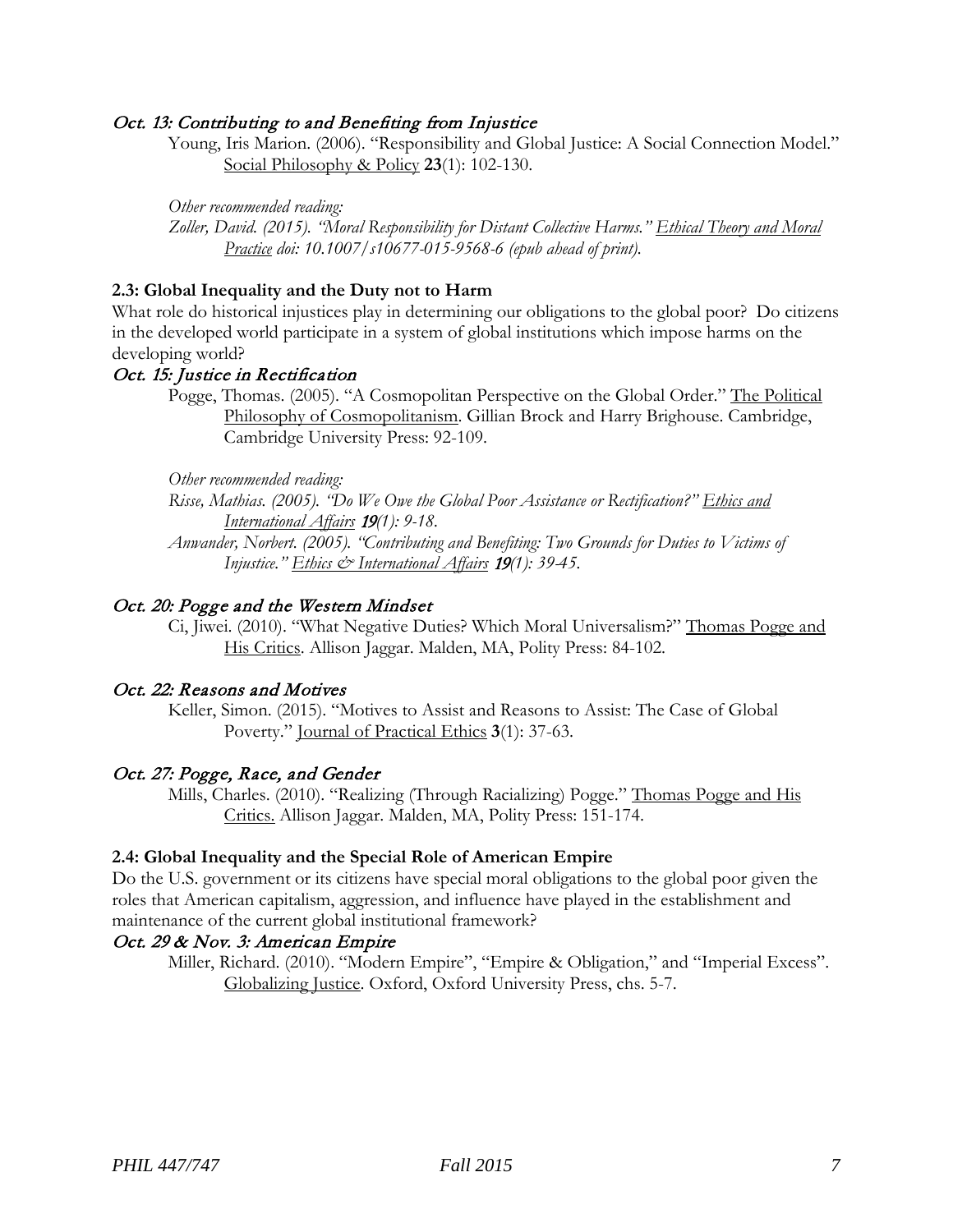### *Oct. 13: Contributing to and Benefiting from Injustice*

Young, Iris Marion. (2006). "Responsibility and Global Justice: A Social Connection Model." Social Philosophy & Policy **23**(1): 102-130.

*Other recommended reading:*

*Zoller, David. (2015). "Moral Responsibility for Distant Collective Harms." Ethical Theory and Moral Practice doi: 10.1007/s10677-015-9568-6 (epub ahead of print).*

#### 2.3: Global Inequality and the Duty not to Harm

What role do historical injustices play in determining our obligations to the global poor? Do citizens in the developed world participate in a system of global institutions which impose harms on the developing world?

### *Oct. 15: Justice in Rectification*

Pogge, Thomas. (2005). "A Cosmopolitan Perspective on the Global Order." The Political Philosophy of Cosmopolitanism. Gillian Brock and Harry Brighouse. Cambridge, Cambridge University Press: 92-109.

*Other recommended reading:*

*Risse, Mathias. (2005). "Do We Owe the Global Poor Assistance or Rectification?" Ethics and International Affairs **19**(1): 9-18.*

*Anwander, Norbert. (2005). "Contributing and Benefiting: Two Grounds for Duties to Victims of Injustice." Ethics & International Affairs **19**(1): 39-45.*

### *Oct. 20: Pogge and the Western Mindset*

Ci, Jiwei. (2010). "What Negative Duties? Which Moral Universalism?" Thomas Pogge and His Critics. Allison Jaggar. Malden, MA, Polity Press: 84-102.

### *Oct. 22: Reasons and Motives*

Keller, Simon. (2015). "Motives to Assist and Reasons to Assist: The Case of Global Poverty." Journal of Practical Ethics **3**(1): 37-63.

### *Oct. 27: Pogge, Race, and Gender*

Mills, Charles. (2010). "Realizing (Through Racializing) Pogge." Thomas Pogge and His Critics. Allison Jaggar. Malden, MA, Polity Press: 151-174.

#### 2.4: Global Inequality and the Special Role of American Empire

Do the U.S. government or its citizens have special moral obligations to the global poor given the roles that American capitalism, aggression, and influence have played in the establishment and maintenance of the current global institutional framework?

### *Oct. 29 & Nov. 3: American Empire*

Miller, Richard. (2010). "Modern Empire", "Empire & Obligation," and "Imperial Excess". Globalizing Justice. Oxford, Oxford University Press, chs. 5-7.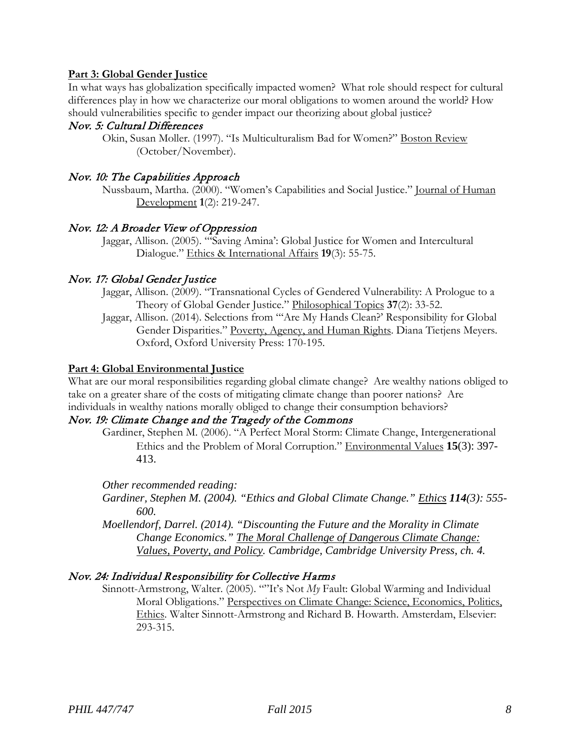**Part 3: Global Gender Justice**

In what ways has globalization specifically impacted women? What role should respect for cultural differences play in how we characterize our moral obligations to women around the world? How should vulnerabilities specific to gender impact our theorizing about global justice?

### *Nov. 5: Cultural Differences*

Okin, Susan Moller. (1997). "Is Multiculturalism Bad for Women?" Boston Review (October/November).

### *Nov. 10: The Capabilities Approach*

Nussbaum, Martha. (2000). "Women's Capabilities and Social Justice." Journal of Human Development **1**(2): 219-247.

### *Nov. 12: A Broader View of Oppression*

Jaggar, Allison. (2005). "'Saving Amina': Global Justice for Women and Intercultural Dialogue." Ethics & International Affairs **19**(3): 55-75.

### *Nov. 17: Global Gender Justice*

Jaggar, Allison. (2009). "Transnational Cycles of Gendered Vulnerability: A Prologue to a Theory of Global Gender Justice." Philosophical Topics **37**(2): 33-52.

Jaggar, Allison. (2014). Selections from "'Are My Hands Clean?' Responsibility for Global Gender Disparities." Poverty, Agency, and Human Rights. Diana Tietjens Meyers. Oxford, Oxford University Press: 170-195.

**Part 4: Global Environmental Justice**

What are our moral responsibilities regarding global climate change? Are wealthy nations obliged to take on a greater share of the costs of mitigating climate change than poorer nations? Are individuals in wealthy nations morally obliged to change their consumption behaviors?

### *Nov. 19: Climate Change and the Tragedy of the Commons*

Gardiner, Stephen M. (2006). "A Perfect Moral Storm: Climate Change, Intergenerational Ethics and the Problem of Moral Corruption." Environmental Values **15**(3): 397-413.

*Other recommended reading:*

*Gardiner, Stephen M. (2004). "Ethics and Global Climate Change." Ethics **114**(3): 555-600.*

*Moellendorf, Darrel. (2014). "Discounting the Future and the Morality in Climate Change Economics." The Moral Challenge of Dangerous Climate Change: Values, Poverty, and Policy. Cambridge, Cambridge University Press, ch. 4.*

### *Nov. 24: Individual Responsibility for Collective Harms*

Sinnott-Armstrong, Walter. (2005). ""It's Not *My* Fault: Global Warming and Individual Moral Obligations." Perspectives on Climate Change: Science, Economics, Politics, Ethics. Walter Sinnott-Armstrong and Richard B. Howarth. Amsterdam, Elsevier: 293-315.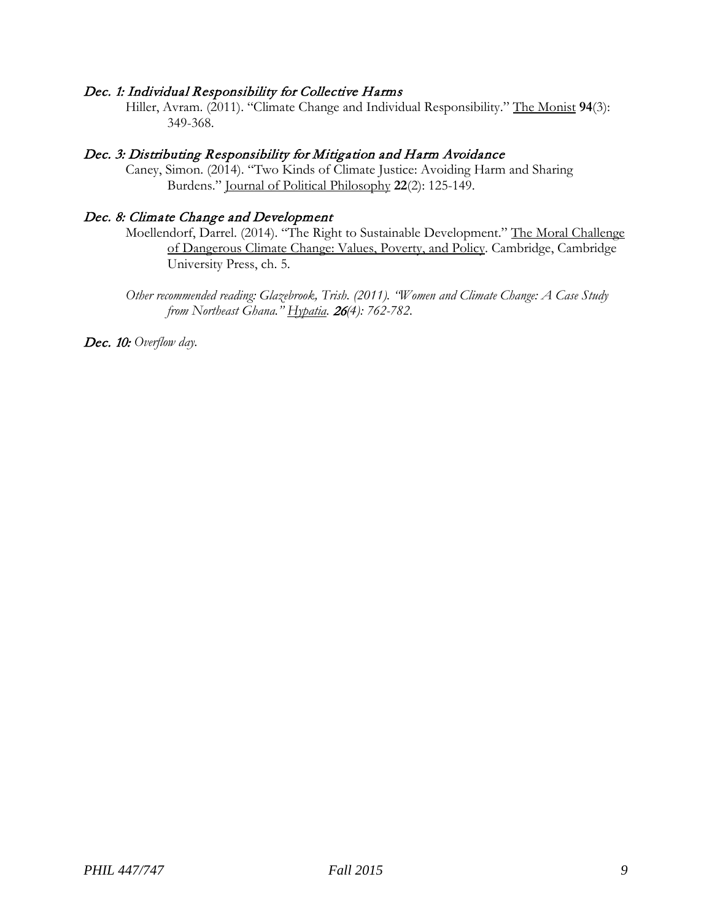*Dec. 1: Individual Responsibility for Collective Harms*

Hiller, Avram. (2011). "Climate Change and Individual Responsibility." The Monist **94**(3): 349-368.

*Dec. 3: Distributing Responsibility for Mitigation and Harm Avoidance*

Caney, Simon. (2014). "Two Kinds of Climate Justice: Avoiding Harm and Sharing Burdens." Journal of Political Philosophy **22**(2): 125-149.

*Dec. 8: Climate Change and Development*

Moellendorf, Darrel. (2014). "The Right to Sustainable Development." The Moral Challenge of Dangerous Climate Change: Values, Poverty, and Policy. Cambridge, Cambridge University Press, ch. 5.

*Other recommended reading: Glazebrook, Trish. (2011). "Women and Climate Change: A Case Study from Northeast Ghana." Hypatia.* ***26****(4): 762-782.*

***Dec. 10:*** *Overflow day.*